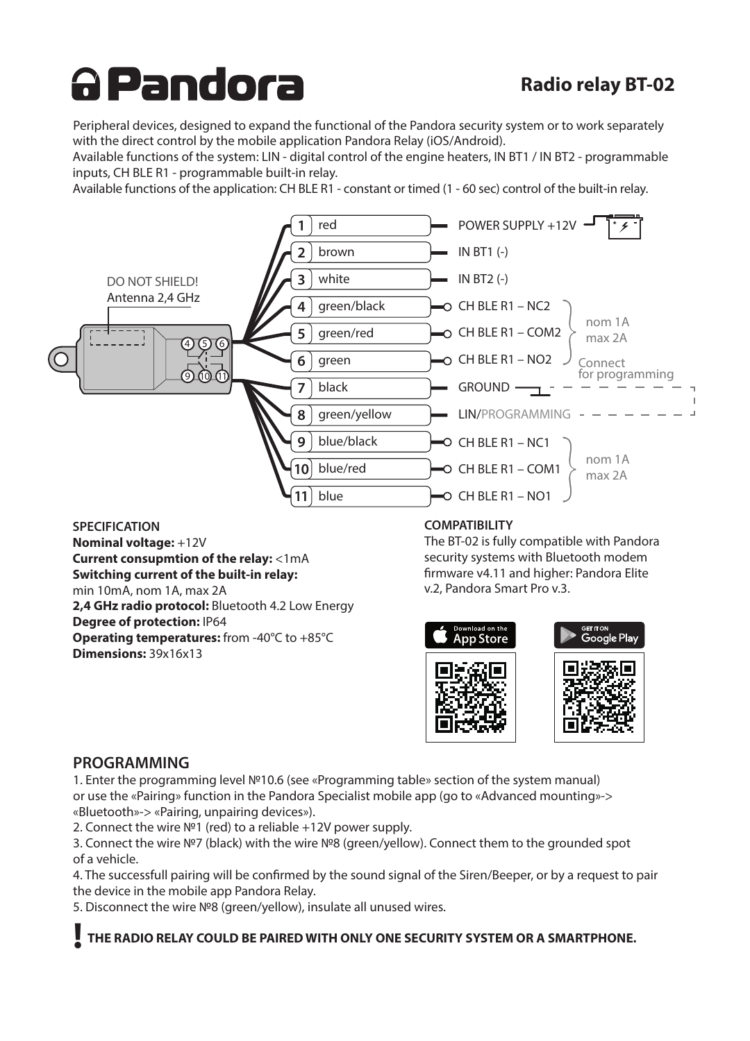# Pandora

## Radio relay BT-02

Peripheral devices, designed to expand the functional of the Pandora security system or to work separately with the direct control by the mobile application Pandora Relay (iOS/Android).
Available functions of the system: LIN - digital control of the engine heaters, IN BT1 / IN BT2 - programmable inputs, CH BLE R1 - programmable built-in relay.
Available functions of the application: CH BLE R1 - constant or timed (1 - 60 sec) control of the built-in relay.

DO NOT SHIELD!
Antenna 2,4 GHz

| № | Wire | Function | Note |
|---|---|---|---|
| 1 | red | POWER SUPPLY +12V | |
| 2 | brown | IN BT1 (-) | |
| 3 | white | IN BT2 (-) | |
| 4 | green/black | CH BLE R1 – NC2 | nom 1A, max 2A |
| 5 | green/red | CH BLE R1 – COM2 | nom 1A, max 2A |
| 6 | green | CH BLE R1 – NO2 | nom 1A, max 2A |
| 7 | black | GROUND | Connect for programming |
| 8 | green/yellow | LIN/PROGRAMMING | Connect for programming |
| 9 | blue/black | CH BLE R1 – NC1 | nom 1A, max 2A |
| 10 | blue/red | CH BLE R1 – COM1 | nom 1A, max 2A |
| 11 | blue | CH BLE R1 – NO1 | nom 1A, max 2A |

### SPECIFICATION

**Nominal voltage:** +12V
**Current consupmtion of the relay:** <1mA
**Switching current of the built-in relay:**
min 10mA, nom 1A, max 2A
**2,4 GHz radio protocol:** Bluetooth 4.2 Low Energy
**Degree of protection:** IP64
**Operating temperatures:** from -40°C to +85°C
**Dimensions:** 39x16x13

### COMPATIBILITY

The BT-02 is fully compatible with Pandora security systems with Bluetooth modem firmware v4.11 and higher: Pandora Elite v.2, Pandora Smart Pro v.3.

Download on the App Store

GET IT ON Google Play

## PROGRAMMING

1. Enter the programming level №10.6 (see «Programming table» section of the system manual) or use the «Pairing» function in the Pandora Specialist mobile app (go to «Advanced mounting»-> «Bluetooth»-> «Pairing, unpairing devices»).
2. Connect the wire №1 (red) to a reliable +12V power supply.
3. Connect the wire №7 (black) with the wire №8 (green/yellow). Connect them to the grounded spot of a vehicle.
4. The successfull pairing will be confirmed by the sound signal of the Siren/Beeper, or by a request to pair the device in the mobile app Pandora Relay.
5. Disconnect the wire №8 (green/yellow), insulate all unused wires.

**! THE RADIO RELAY COULD BE PAIRED WITH ONLY ONE SECURITY SYSTEM OR A SMARTPHONE.**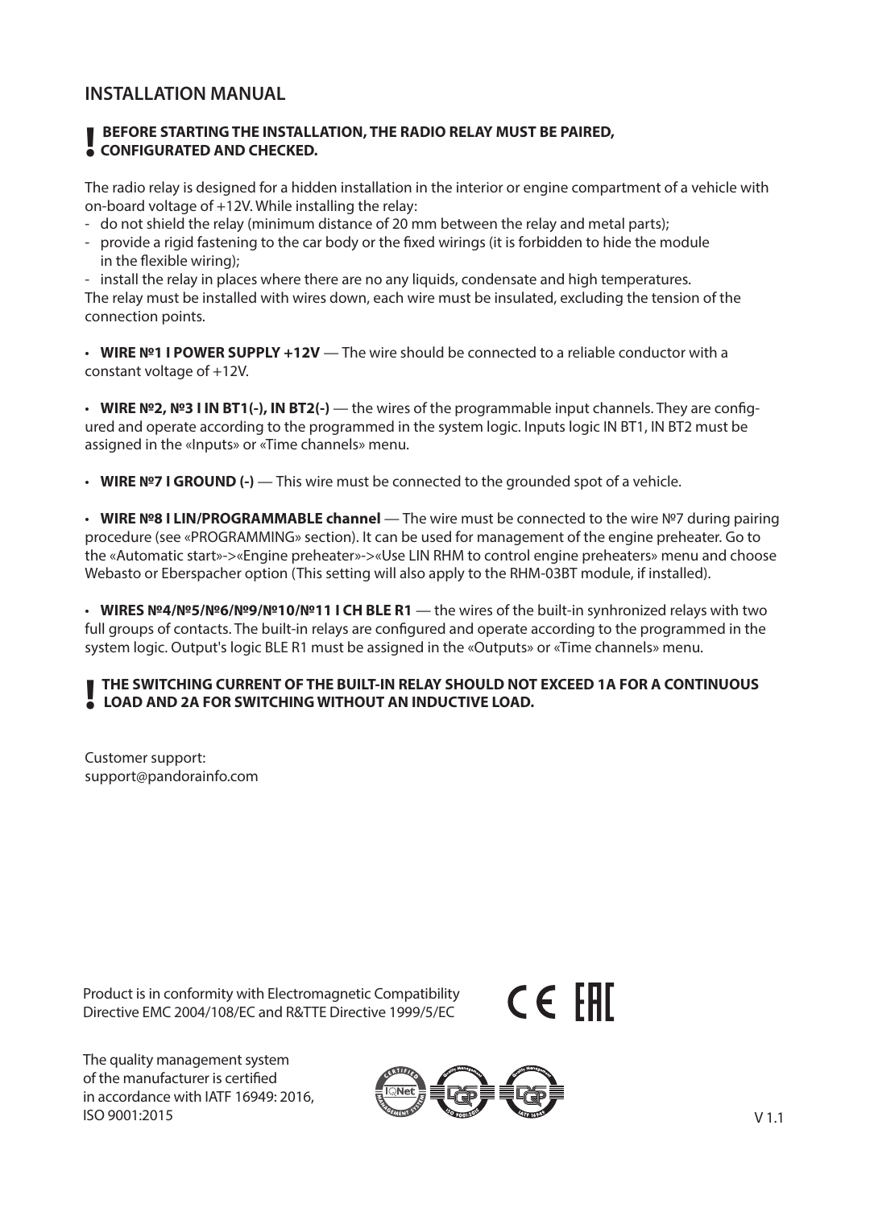## INSTALLATION MANUAL

**! BEFORE STARTING THE INSTALLATION, THE RADIO RELAY MUST BE PAIRED, CONFIGURATED AND CHECKED.**

The radio relay is designed for a hidden installation in the interior or engine compartment of a vehicle with on-board voltage of +12V. While installing the relay:

- do not shield the relay (minimum distance of 20 mm between the relay and metal parts);
- provide a rigid fastening to the car body or the fixed wirings (it is forbidden to hide the module in the flexible wiring);
- install the relay in places where there are no any liquids, condensate and high temperatures.

The relay must be installed with wires down, each wire must be insulated, excluding the tension of the connection points.

- **WIRE №1 I POWER SUPPLY +12V** — The wire should be connected to a reliable conductor with a constant voltage of +12V.

- **WIRE №2, №3 I IN BT1(-), IN BT2(-)** — the wires of the programmable input channels. They are configured and operate according to the programmed in the system logic. Inputs logic IN BT1, IN BT2 must be assigned in the «Inputs» or «Time channels» menu.

- **WIRE №7 I GROUND (-)** — This wire must be connected to the grounded spot of a vehicle.

- **WIRE №8 I LIN/PROGRAMMABLE channel** — The wire must be connected to the wire №7 during pairing procedure (see «PROGRAMMING» section). It can be used for management of the engine preheater. Go to the «Automatic start»->«Engine preheater»->«Use LIN RHM to control engine preheaters» menu and choose Webasto or Eberspacher option (This setting will also apply to the RHM-03BT module, if installed).

- **WIRES №4/№5/№6/№9/№10/№11 I CH BLE R1** — the wires of the built-in synhronized relays with two full groups of contacts. The built-in relays are configured and operate according to the programmed in the system logic. Output's logic BLE R1 must be assigned in the «Outputs» or «Time channels» menu.

**! THE SWITCHING CURRENT OF THE BUILT-IN RELAY SHOULD NOT EXCEED 1A FOR A CONTINUOUS LOAD AND 2A FOR SWITCHING WITHOUT AN INDUCTIVE LOAD.**

Customer support:
support@pandorainfo.com

Product is in conformity with Electromagnetic Compatibility Directive EMC 2004/108/EC and R&TTE Directive 1999/5/EC

The quality management system of the manufacturer is certified in accordance with IATF 16949: 2016, ISO 9001:2015

V 1.1